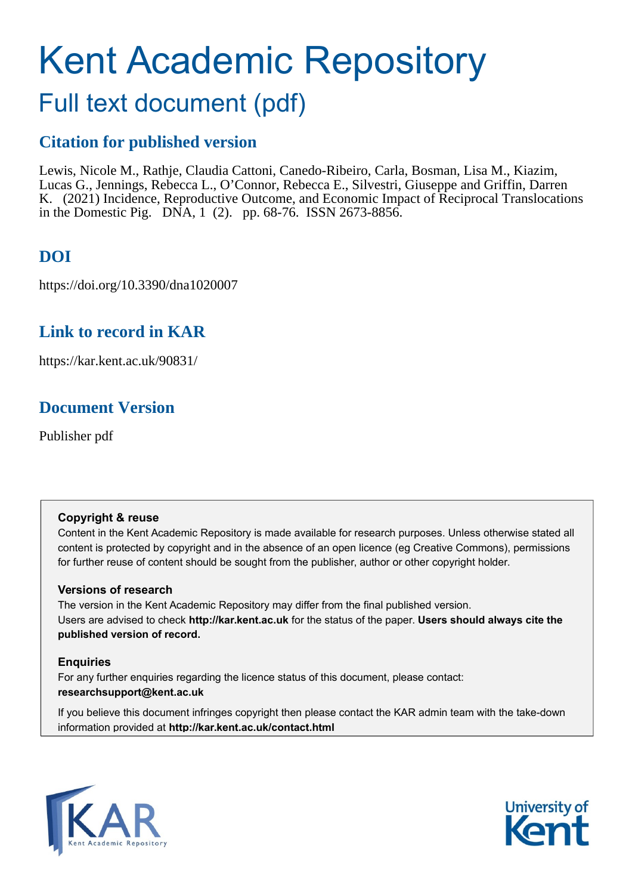# Kent Academic Repository

## Full text document (pdf)

### Citation for published version

Lewis, Nicole M., Rathje, Claudia Cattoni, Canedo-Ribeiro, Carla, Bosman, Lisa M., Kiazim, Lucas G., Jennings, Rebecca L., O'Connor, Rebecca E., Silvestri, Giuseppe and Griffin, Darren K. (2021) Incidence, Reproductive Outcome, and Economic Impact of Reciprocal Translocations in the Domestic Pig. DNA, 1 (2). pp. 68-76. ISSN 2673-8856.

### DOI

https://doi.org/10.3390/dna1020007

### Link to record in KAR

https://kar.kent.ac.uk/90831/

### Document Version

Publisher pdf

**Copyright & reuse**

Content in the Kent Academic Repository is made available for research purposes. Unless otherwise stated all content is protected by copyright and in the absence of an open licence (eg Creative Commons), permissions for further reuse of content should be sought from the publisher, author or other copyright holder.

**Versions of research**

The version in the Kent Academic Repository may differ from the final published version. Users are advised to check **http://kar.kent.ac.uk** for the status of the paper. **Users should always cite the published version of record.**

**Enquiries**

For any further enquiries regarding the licence status of this document, please contact: **researchsupport@kent.ac.uk**

If you believe this document infringes copyright then please contact the KAR admin team with the take-down information provided at **http://kar.kent.ac.uk/contact.html**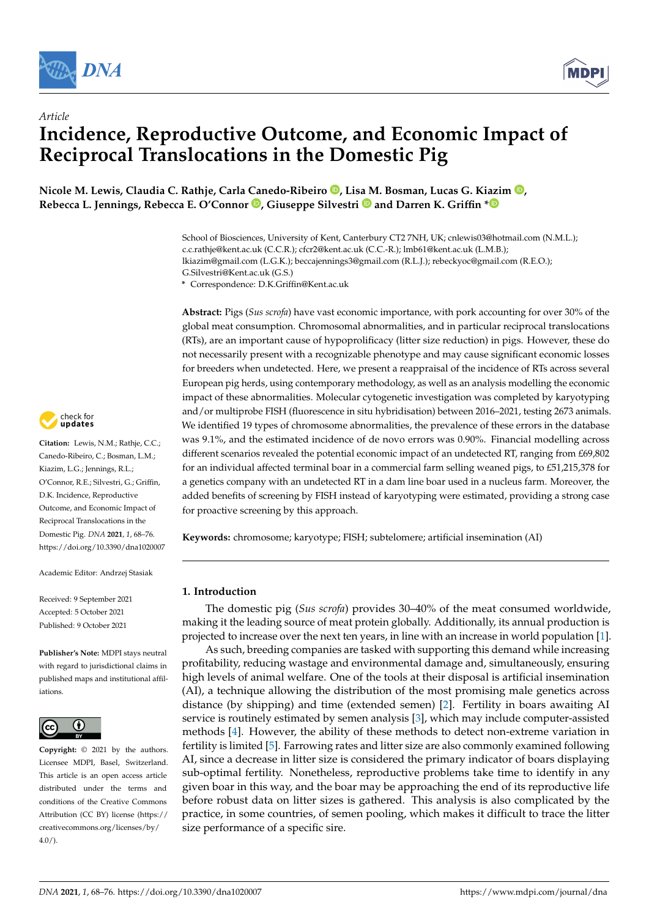## Article

# Incidence, Reproductive Outcome, and Economic Impact of Reciprocal Translocations in the Domestic Pig

**Nicole M. Lewis, Claudia C. Rathje, Carla Canedo-Ribeiro, Lisa M. Bosman, Lucas G. Kiazim, Rebecca L. Jennings, Rebecca E. O'Connor, Giuseppe Silvestri and Darren K. Griffin ***

School of Biosciences, University of Kent, Canterbury CT2 7NH, UK; cnlewis03@hotmail.com (N.M.L.); c.c.rathje@kent.ac.uk (C.C.R.); cfcr2@kent.ac.uk (C.C.-R.); lmb61@kent.ac.uk (L.M.B.); lkiazim@gmail.com (L.G.K.); beccajennings3@gmail.com (R.L.J.); rebeckyoc@gmail.com (R.E.O.); G.Silvestri@Kent.ac.uk (G.S.)

\* Correspondence: D.K.Griffin@Kent.ac.uk

**Abstract:** Pigs (*Sus scrofa*) have vast economic importance, with pork accounting for over 30% of the global meat consumption. Chromosomal abnormalities, and in particular reciprocal translocations (RTs), are an important cause of hypoprolificacy (litter size reduction) in pigs. However, these do not necessarily present with a recognizable phenotype and may cause significant economic losses for breeders when undetected. Here, we present a reappraisal of the incidence of RTs across several European pig herds, using contemporary methodology, as well as an analysis modelling the economic impact of these abnormalities. Molecular cytogenetic investigation was completed by karyotyping and/or multiprobe FISH (fluorescence in situ hybridisation) between 2016–2021, testing 2673 animals. We identified 19 types of chromosome abnormalities, the prevalence of these errors in the database was 9.1%, and the estimated incidence of de novo errors was 0.90%. Financial modelling across different scenarios revealed the potential economic impact of an undetected RT, ranging from £69,802 for an individual affected terminal boar in a commercial farm selling weaned pigs, to £51,215,378 for a genetics company with an undetected RT in a dam line boar used in a nucleus farm. Moreover, the added benefits of screening by FISH instead of karyotyping were estimated, providing a strong case for proactive screening by this approach.

**Keywords:** chromosome; karyotype; FISH; subtelomere; artificial insemination (AI)

**Citation:** Lewis, N.M.; Rathje, C.C.; Canedo-Ribeiro, C.; Bosman, L.M.; Kiazim, L.G.; Jennings, R.L.; O'Connor, R.E.; Silvestri, G.; Griffin, D.K. Incidence, Reproductive Outcome, and Economic Impact of Reciprocal Translocations in the Domestic Pig. *DNA* **2021**, *1*, 68–76. https://doi.org/10.3390/dna1020007

Academic Editor: Andrzej Stasiak

Received: 9 September 2021
Accepted: 5 October 2021
Published: 9 October 2021

**Publisher's Note:** MDPI stays neutral with regard to jurisdictional claims in published maps and institutional affiliations.

**Copyright:** © 2021 by the authors. Licensee MDPI, Basel, Switzerland. This article is an open access article distributed under the terms and conditions of the Creative Commons Attribution (CC BY) license (https://creativecommons.org/licenses/by/4.0/).

## 1. Introduction

The domestic pig (*Sus scrofa*) provides 30–40% of the meat consumed worldwide, making it the leading source of meat protein globally. Additionally, its annual production is projected to increase over the next ten years, in line with an increase in world population [1].

As such, breeding companies are tasked with supporting this demand while increasing profitability, reducing wastage and environmental damage and, simultaneously, ensuring high levels of animal welfare. One of the tools at their disposal is artificial insemination (AI), a technique allowing the distribution of the most promising male genetics across distance (by shipping) and time (extended semen) [2]. Fertility in boars awaiting AI service is routinely estimated by semen analysis [3], which may include computer-assisted methods [4]. However, the ability of these methods to detect non-extreme variation in fertility is limited [5]. Farrowing rates and litter size are also commonly examined following AI, since a decrease in litter size is considered the primary indicator of boars displaying sub-optimal fertility. Nonetheless, reproductive problems take time to identify in any given boar in this way, and the boar may be approaching the end of its reproductive life before robust data on litter sizes is gathered. This analysis is also complicated by the practice, in some countries, of semen pooling, which makes it difficult to trace the litter size performance of a specific sire.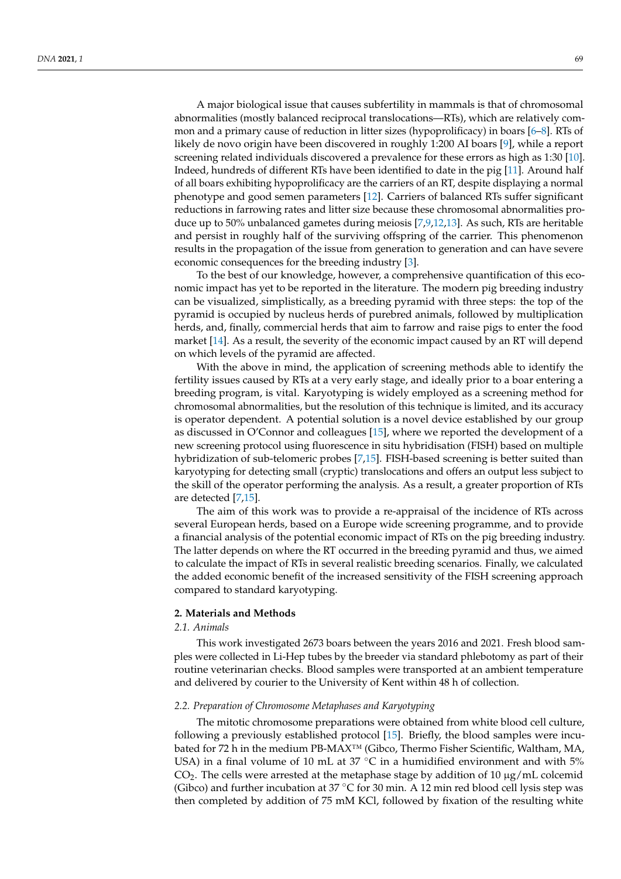A major biological issue that causes subfertility in mammals is that of chromosomal abnormalities (mostly balanced reciprocal translocations—RTs), which are relatively common and a primary cause of reduction in litter sizes (hypoprolificacy) in boars [6–8]. RTs of likely de novo origin have been discovered in roughly 1:200 AI boars [9], while a report screening related individuals discovered a prevalence for these errors as high as 1:30 [10]. Indeed, hundreds of different RTs have been identified to date in the pig [11]. Around half of all boars exhibiting hypoprolificacy are the carriers of an RT, despite displaying a normal phenotype and good semen parameters [12]. Carriers of balanced RTs suffer significant reductions in farrowing rates and litter size because these chromosomal abnormalities produce up to 50% unbalanced gametes during meiosis [7,9,12,13]. As such, RTs are heritable and persist in roughly half of the surviving offspring of the carrier. This phenomenon results in the propagation of the issue from generation to generation and can have severe economic consequences for the breeding industry [3].

To the best of our knowledge, however, a comprehensive quantification of this economic impact has yet to be reported in the literature. The modern pig breeding industry can be visualized, simplistically, as a breeding pyramid with three steps: the top of the pyramid is occupied by nucleus herds of purebred animals, followed by multiplication herds, and, finally, commercial herds that aim to farrow and raise pigs to enter the food market [14]. As a result, the severity of the economic impact caused by an RT will depend on which levels of the pyramid are affected.

With the above in mind, the application of screening methods able to identify the fertility issues caused by RTs at a very early stage, and ideally prior to a boar entering a breeding program, is vital. Karyotyping is widely employed as a screening method for chromosomal abnormalities, but the resolution of this technique is limited, and its accuracy is operator dependent. A potential solution is a novel device established by our group as discussed in O'Connor and colleagues [15], where we reported the development of a new screening protocol using fluorescence in situ hybridisation (FISH) based on multiple hybridization of sub-telomeric probes [7,15]. FISH-based screening is better suited than karyotyping for detecting small (cryptic) translocations and offers an output less subject to the skill of the operator performing the analysis. As a result, a greater proportion of RTs are detected [7,15].

The aim of this work was to provide a re-appraisal of the incidence of RTs across several European herds, based on a Europe wide screening programme, and to provide a financial analysis of the potential economic impact of RTs on the pig breeding industry. The latter depends on where the RT occurred in the breeding pyramid and thus, we aimed to calculate the impact of RTs in several realistic breeding scenarios. Finally, we calculated the added economic benefit of the increased sensitivity of the FISH screening approach compared to standard karyotyping.

## 2. Materials and Methods

### 2.1. Animals

This work investigated 2673 boars between the years 2016 and 2021. Fresh blood samples were collected in Li-Hep tubes by the breeder via standard phlebotomy as part of their routine veterinarian checks. Blood samples were transported at an ambient temperature and delivered by courier to the University of Kent within 48 h of collection.

### 2.2. Preparation of Chromosome Metaphases and Karyotyping

The mitotic chromosome preparations were obtained from white blood cell culture, following a previously established protocol [15]. Briefly, the blood samples were incubated for 72 h in the medium PB-MAX™ (Gibco, Thermo Fisher Scientific, Waltham, MA, USA) in a final volume of 10 mL at 37 °C in a humidified environment and with 5% $CO_2$. The cells were arrested at the metaphase stage by addition of 10 μg/mL colcemid (Gibco) and further incubation at 37 °C for 30 min. A 12 min red blood cell lysis step was then completed by addition of 75 mM KCl, followed by fixation of the resulting white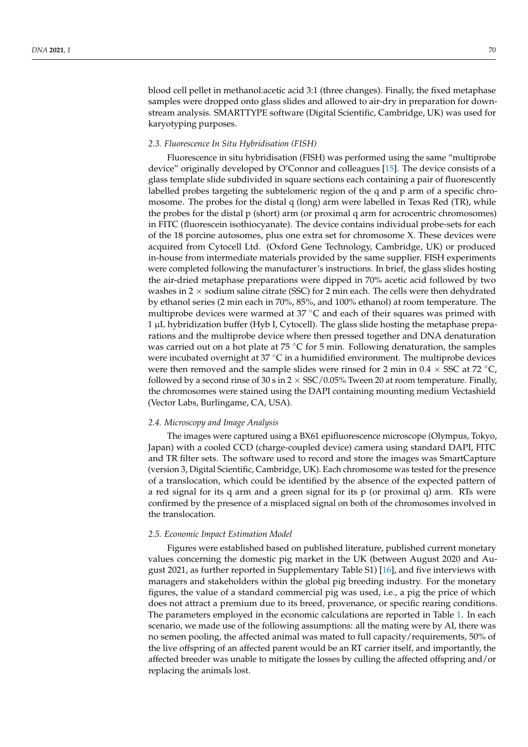blood cell pellet in methanol:acetic acid 3:1 (three changes). Finally, the fixed metaphase samples were dropped onto glass slides and allowed to air-dry in preparation for downstream analysis. SMARTTYPE software (Digital Scientific, Cambridge, UK) was used for karyotyping purposes.

### *2.3. Fluorescence In Situ Hybridisation (FISH)*

Fluorescence in situ hybridisation (FISH) was performed using the same "multiprobe device" originally developed by O'Connor and colleagues [15]. The device consists of a glass template slide subdivided in square sections each containing a pair of fluorescently labelled probes targeting the subtelomeric region of the q and p arm of a specific chromosome. The probes for the distal q (long) arm were labelled in Texas Red (TR), while the probes for the distal p (short) arm (or proximal q arm for acrocentric chromosomes) in FITC (fluorescein isothiocyanate). The device contains individual probe-sets for each of the 18 porcine autosomes, plus one extra set for chromosome X. These devices were acquired from Cytocell Ltd. (Oxford Gene Technology, Cambridge, UK) or produced in-house from intermediate materials provided by the same supplier. FISH experiments were completed following the manufacturer's instructions. In brief, the glass slides hosting the air-dried metaphase preparations were dipped in 70% acetic acid followed by two washes in 2 × sodium saline citrate (SSC) for 2 min each. The cells were then dehydrated by ethanol series (2 min each in 70%, 85%, and 100% ethanol) at room temperature. The multiprobe devices were warmed at 37 °C and each of their squares was primed with 1 µL hybridization buffer (Hyb I, Cytocell). The glass slide hosting the metaphase preparations and the multiprobe device where then pressed together and DNA denaturation was carried out on a hot plate at 75 °C for 5 min. Following denaturation, the samples were incubated overnight at 37 °C in a humidified environment. The multiprobe devices were then removed and the sample slides were rinsed for 2 min in 0.4 × SSC at 72 °C, followed by a second rinse of 30 s in 2 × SSC/0.05% Tween 20 at room temperature. Finally, the chromosomes were stained using the DAPI containing mounting medium Vectashield (Vector Labs, Burlingame, CA, USA).

### *2.4. Microscopy and Image Analysis*

The images were captured using a BX61 epifluorescence microscope (Olympus, Tokyo, Japan) with a cooled CCD (charge-coupled device) camera using standard DAPI, FITC and TR filter sets. The software used to record and store the images was SmartCapture (version 3, Digital Scientific, Cambridge, UK). Each chromosome was tested for the presence of a translocation, which could be identified by the absence of the expected pattern of a red signal for its q arm and a green signal for its p (or proximal q) arm. RTs were confirmed by the presence of a misplaced signal on both of the chromosomes involved in the translocation.

### *2.5. Economic Impact Estimation Model*

Figures were established based on published literature, published current monetary values concerning the domestic pig market in the UK (between August 2020 and August 2021, as further reported in Supplementary Table S1) [16], and five interviews with managers and stakeholders within the global pig breeding industry. For the monetary figures, the value of a standard commercial pig was used, i.e., a pig the price of which does not attract a premium due to its breed, provenance, or specific rearing conditions. The parameters employed in the economic calculations are reported in Table 1. In each scenario, we made use of the following assumptions: all the mating were by AI, there was no semen pooling, the affected animal was mated to full capacity/requirements, 50% of the live offspring of an affected parent would be an RT carrier itself, and importantly, the affected breeder was unable to mitigate the losses by culling the affected offspring and/or replacing the animals lost.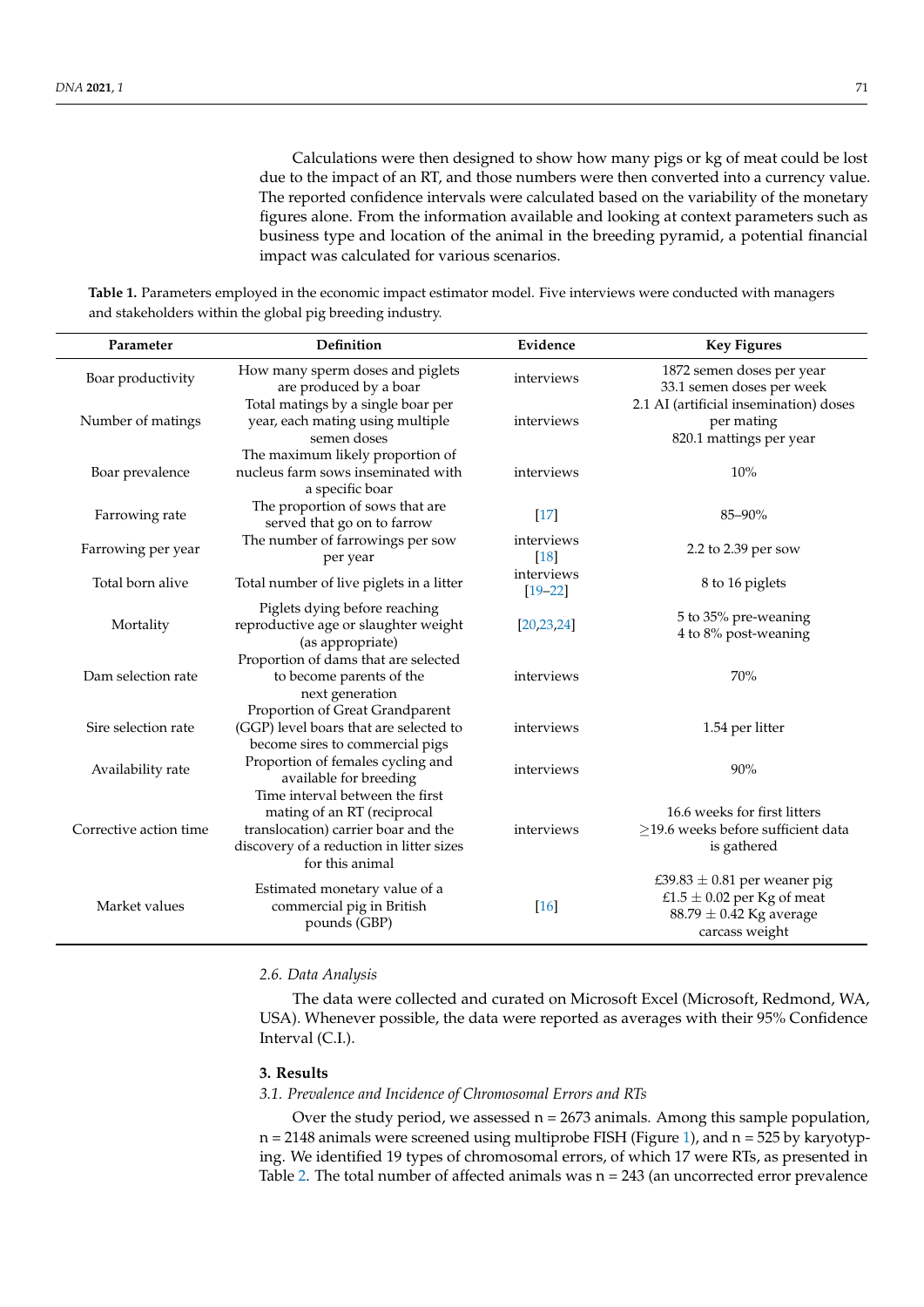Calculations were then designed to show how many pigs or kg of meat could be lost due to the impact of an RT, and those numbers were then converted into a currency value. The reported confidence intervals were calculated based on the variability of the monetary figures alone. From the information available and looking at context parameters such as business type and location of the animal in the breeding pyramid, a potential financial impact was calculated for various scenarios.

**Table 1.** Parameters employed in the economic impact estimator model. Five interviews were conducted with managers and stakeholders within the global pig breeding industry.

| Parameter | Definition | Evidence | Key Figures |
| --- | --- | --- | --- |
| Boar productivity | How many sperm doses and piglets are produced by a boar | interviews | 1872 semen doses per year<br>33.1 semen doses per week |
| Number of matings | Total matings by a single boar per year, each mating using multiple semen doses | interviews | 2.1 AI (artificial insemination) doses per mating<br>820.1 mattings per year |
| Boar prevalence | The maximum likely proportion of nucleus farm sows inseminated with a specific boar | interviews | 10% |
| Farrowing rate | The proportion of sows that are served that go on to farrow | [17] | 85–90% |
| Farrowing per year | The number of farrowings per sow per year | interviews [18] | 2.2 to 2.39 per sow |
| Total born alive | Total number of live piglets in a litter | interviews [19–22] | 8 to 16 piglets |
| Mortality | Piglets dying before reaching reproductive age or slaughter weight (as appropriate) | [20,23,24] | 5 to 35% pre-weaning<br>4 to 8% post-weaning |
| Dam selection rate | Proportion of dams that are selected to become parents of the next generation | interviews | 70% |
| Sire selection rate | Proportion of Great Grandparent (GGP) level boars that are selected to become sires to commercial pigs | interviews | 1.54 per litter |
| Availability rate | Proportion of females cycling and available for breeding | interviews | 90% |
| Corrective action time | Time interval between the first mating of an RT (reciprocal translocation) carrier boar and the discovery of a reduction in litter sizes for this animal | interviews | 16.6 weeks for first litters<br>$\geq$19.6 weeks before sufficient data is gathered |
| Market values | Estimated monetary value of a commercial pig in British pounds (GBP) | [16] | £39.83 $\pm$ 0.81 per weaner pig<br>£1.5 $\pm$ 0.02 per Kg of meat<br>88.79 $\pm$ 0.42 Kg average carcass weight |

*2.6. Data Analysis*

The data were collected and curated on Microsoft Excel (Microsoft, Redmond, WA, USA). Whenever possible, the data were reported as averages with their 95% Confidence Interval (C.I.).

## 3. Results

*3.1. Prevalence and Incidence of Chromosomal Errors and RTs*

Over the study period, we assessed n = 2673 animals. Among this sample population, n = 2148 animals were screened using multiprobe FISH (Figure 1), and n = 525 by karyotyping. We identified 19 types of chromosomal errors, of which 17 were RTs, as presented in Table 2. The total number of affected animals was n = 243 (an uncorrected error prevalence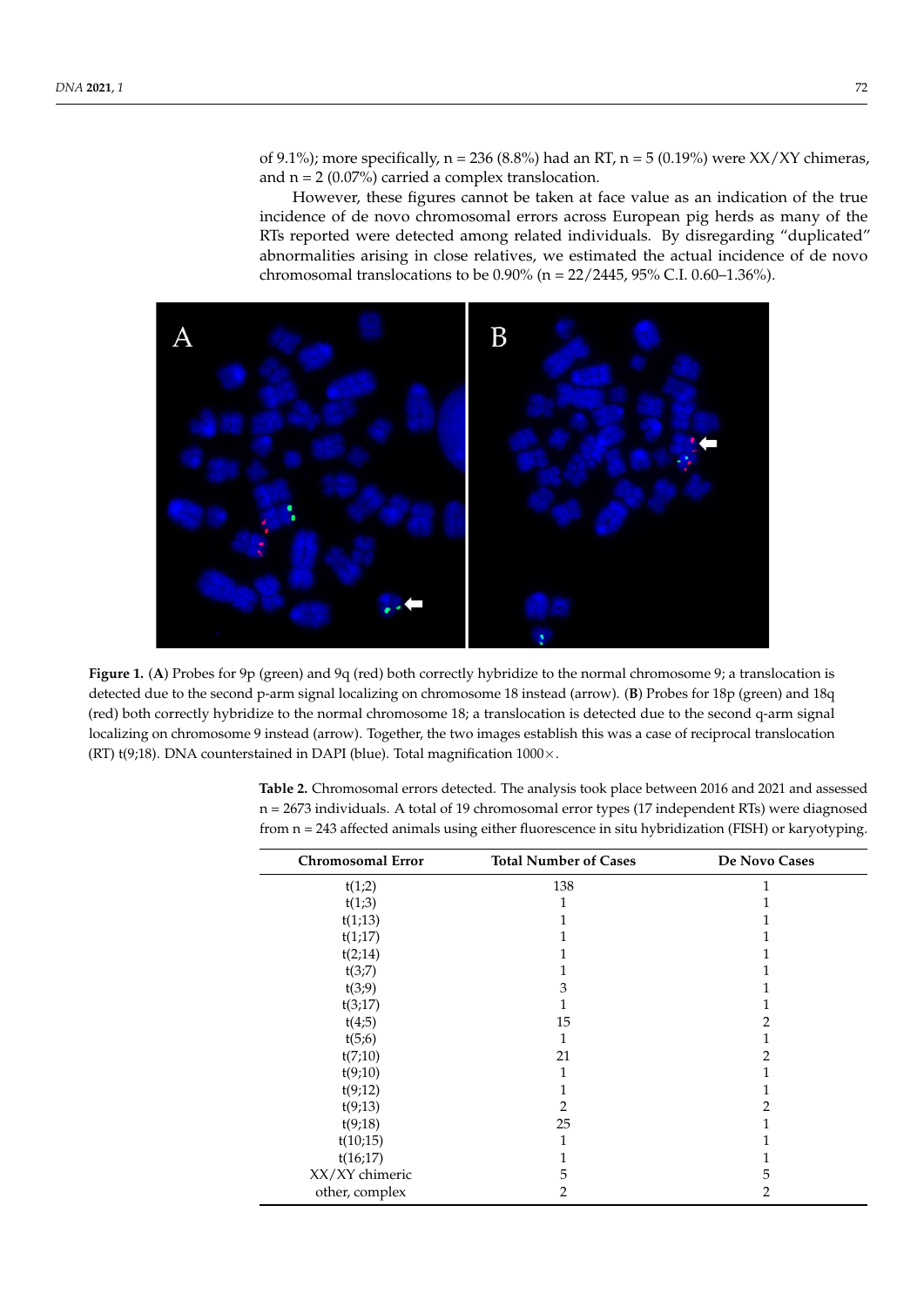of 9.1%); more specifically, n = 236 (8.8%) had an RT, n = 5 (0.19%) were XX/XY chimeras, and n = 2 (0.07%) carried a complex translocation.

However, these figures cannot be taken at face value as an indication of the true incidence of de novo chromosomal errors across European pig herds as many of the RTs reported were detected among related individuals. By disregarding "duplicated" abnormalities arising in close relatives, we estimated the actual incidence of de novo chromosomal translocations to be 0.90% (n = 22/2445, 95% C.I. 0.60–1.36%).

**Figure 1.** (**A**) Probes for 9p (green) and 9q (red) both correctly hybridize to the normal chromosome 9; a translocation is detected due to the second p-arm signal localizing on chromosome 18 instead (arrow). (**B**) Probes for 18p (green) and 18q (red) both correctly hybridize to the normal chromosome 18; a translocation is detected due to the second q-arm signal localizing on chromosome 9 instead (arrow). Together, the two images establish this was a case of reciprocal translocation (RT) t(9;18). DNA counterstained in DAPI (blue). Total magnification 1000×.

**Table 2.** Chromosomal errors detected. The analysis took place between 2016 and 2021 and assessed n = 2673 individuals. A total of 19 chromosomal error types (17 independent RTs) were diagnosed from n = 243 affected animals using either fluorescence in situ hybridization (FISH) or karyotyping.

| Chromosomal Error | Total Number of Cases | De Novo Cases |
|---|---|---|
| t(1;2) | 138 | 1 |
| t(1;3) | 1 | 1 |
| t(1;13) | 1 | 1 |
| t(1;17) | 1 | 1 |
| t(2;14) | 1 | 1 |
| t(3;7) | 1 | 1 |
| t(3;9) | 3 | 1 |
| t(3;17) | 1 | 1 |
| t(4;5) | 15 | 2 |
| t(5;6) | 1 | 1 |
| t(7;10) | 21 | 2 |
| t(9;10) | 1 | 1 |
| t(9;12) | 1 | 1 |
| t(9;13) | 2 | 2 |
| t(9;18) | 25 | 1 |
| t(10;15) | 1 | 1 |
| t(16;17) | 1 | 1 |
| XX/XY chimeric | 5 | 5 |
| other, complex | 2 | 2 |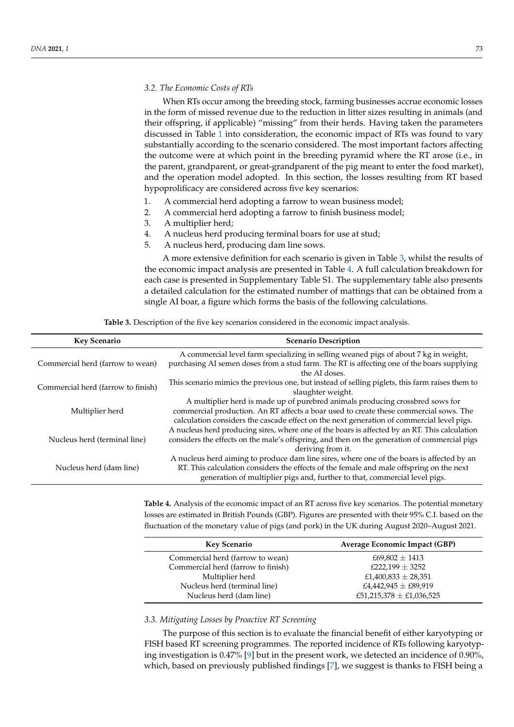### 3.2. The Economic Costs of RTs

When RTs occur among the breeding stock, farming businesses accrue economic losses in the form of missed revenue due to the reduction in litter sizes resulting in animals (and their offspring, if applicable) "missing" from their herds. Having taken the parameters discussed in Table 1 into consideration, the economic impact of RTs was found to vary substantially according to the scenario considered. The most important factors affecting the outcome were at which point in the breeding pyramid where the RT arose (i.e., in the parent, grandparent, or great-grandparent of the pig meant to enter the food market), and the operation model adopted. In this section, the losses resulting from RT based hypoprolificacy are considered across five key scenarios:

1. A commercial herd adopting a farrow to wean business model;
2. A commercial herd adopting a farrow to finish business model;
3. A multiplier herd;
4. A nucleus herd producing terminal boars for use at stud;
5. A nucleus herd, producing dam line sows.

A more extensive definition for each scenario is given in Table 3, whilst the results of the economic impact analysis are presented in Table 4. A full calculation breakdown for each case is presented in Supplementary Table S1. The supplementary table also presents a detailed calculation for the estimated number of mattings that can be obtained from a single AI boar, a figure which forms the basis of the following calculations.

**Table 3.** Description of the five key scenarios considered in the economic impact analysis.

| Key Scenario | Scenario Description |
|---|---|
| Commercial herd (farrow to wean) | A commercial level farm specializing in selling weaned pigs of about 7 kg in weight, purchasing AI semen doses from a stud farm. The RT is affecting one of the boars supplying the AI doses. |
| Commercial herd (farrow to finish) | This scenario mimics the previous one, but instead of selling piglets, this farm raises them to slaughter weight. |
| Multiplier herd | A multiplier herd is made up of purebred animals producing crossbred sows for commercial production. An RT affects a boar used to create these commercial sows. The calculation considers the cascade effect on the next generation of commercial level pigs. |
| Nucleus herd (terminal line) | A nucleus herd producing sires, where one of the boars is affected by an RT. This calculation considers the effects on the male's offspring, and then on the generation of commercial pigs deriving from it. |
| Nucleus herd (dam line) | A nucleus herd aiming to produce dam line sires, where one of the boars is affected by an RT. This calculation considers the effects of the female and male offspring on the next generation of multiplier pigs and, further to that, commercial level pigs. |

**Table 4.** Analysis of the economic impact of an RT across five key scenarios. The potential monetary losses are estimated in British Pounds (GBP). Figures are presented with their 95% C.I. based on the fluctuation of the monetary value of pigs (and pork) in the UK during August 2020–August 2021.

| Key Scenario | Average Economic Impact (GBP) |
|---|---|
| Commercial herd (farrow to wean) | £69,802 ± 1413 |
| Commercial herd (farrow to finish) | £222,199 ± 3252 |
| Multiplier herd | £1,400,833 ± 28,351 |
| Nucleus herd (terminal line) | £4,442,945 ± £89,919 |
| Nucleus herd (dam line) | £51,215,378 ± £1,036,525 |

### 3.3. Mitigating Losses by Proactive RT Screening

The purpose of this section is to evaluate the financial benefit of either karyotyping or FISH based RT screening programmes. The reported incidence of RTs following karyotyping investigation is 0.47% [9] but in the present work, we detected an incidence of 0.90%, which, based on previously published findings [7], we suggest is thanks to FISH being a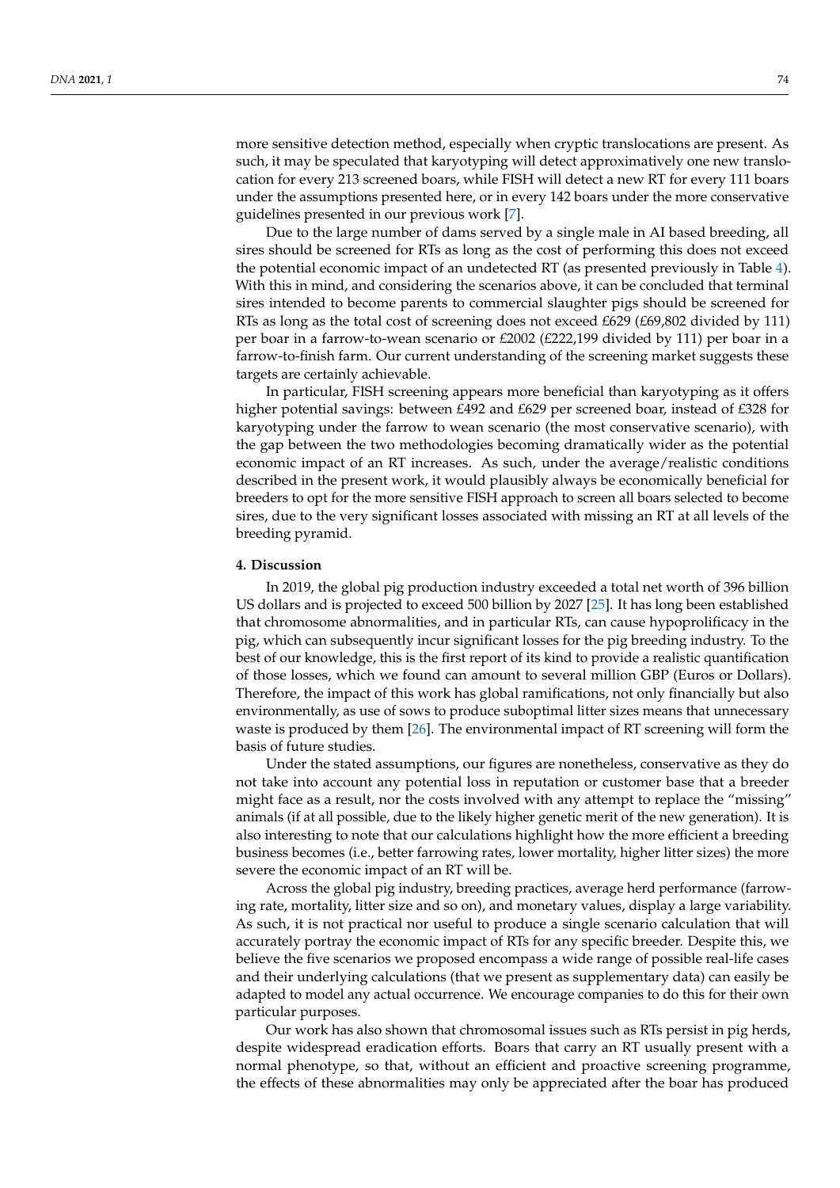more sensitive detection method, especially when cryptic translocations are present. As such, it may be speculated that karyotyping will detect approximatively one new translocation for every 213 screened boars, while FISH will detect a new RT for every 111 boars under the assumptions presented here, or in every 142 boars under the more conservative guidelines presented in our previous work [7].

Due to the large number of dams served by a single male in AI based breeding, all sires should be screened for RTs as long as the cost of performing this does not exceed the potential economic impact of an undetected RT (as presented previously in Table 4). With this in mind, and considering the scenarios above, it can be concluded that terminal sires intended to become parents to commercial slaughter pigs should be screened for RTs as long as the total cost of screening does not exceed £629 (£69,802 divided by 111) per boar in a farrow-to-wean scenario or £2002 (£222,199 divided by 111) per boar in a farrow-to-finish farm. Our current understanding of the screening market suggests these targets are certainly achievable.

In particular, FISH screening appears more beneficial than karyotyping as it offers higher potential savings: between £492 and £629 per screened boar, instead of £328 for karyotyping under the farrow to wean scenario (the most conservative scenario), with the gap between the two methodologies becoming dramatically wider as the potential economic impact of an RT increases. As such, under the average/realistic conditions described in the present work, it would plausibly always be economically beneficial for breeders to opt for the more sensitive FISH approach to screen all boars selected to become sires, due to the very significant losses associated with missing an RT at all levels of the breeding pyramid.

## 4. Discussion

In 2019, the global pig production industry exceeded a total net worth of 396 billion US dollars and is projected to exceed 500 billion by 2027 [25]. It has long been established that chromosome abnormalities, and in particular RTs, can cause hypoprolificacy in the pig, which can subsequently incur significant losses for the pig breeding industry. To the best of our knowledge, this is the first report of its kind to provide a realistic quantification of those losses, which we found can amount to several million GBP (Euros or Dollars). Therefore, the impact of this work has global ramifications, not only financially but also environmentally, as use of sows to produce suboptimal litter sizes means that unnecessary waste is produced by them [26]. The environmental impact of RT screening will form the basis of future studies.

Under the stated assumptions, our figures are nonetheless, conservative as they do not take into account any potential loss in reputation or customer base that a breeder might face as a result, nor the costs involved with any attempt to replace the "missing" animals (if at all possible, due to the likely higher genetic merit of the new generation). It is also interesting to note that our calculations highlight how the more efficient a breeding business becomes (i.e., better farrowing rates, lower mortality, higher litter sizes) the more severe the economic impact of an RT will be.

Across the global pig industry, breeding practices, average herd performance (farrowing rate, mortality, litter size and so on), and monetary values, display a large variability. As such, it is not practical nor useful to produce a single scenario calculation that will accurately portray the economic impact of RTs for any specific breeder. Despite this, we believe the five scenarios we proposed encompass a wide range of possible real-life cases and their underlying calculations (that we present as supplementary data) can easily be adapted to model any actual occurrence. We encourage companies to do this for their own particular purposes.

Our work has also shown that chromosomal issues such as RTs persist in pig herds, despite widespread eradication efforts. Boars that carry an RT usually present with a normal phenotype, so that, without an efficient and proactive screening programme, the effects of these abnormalities may only be appreciated after the boar has produced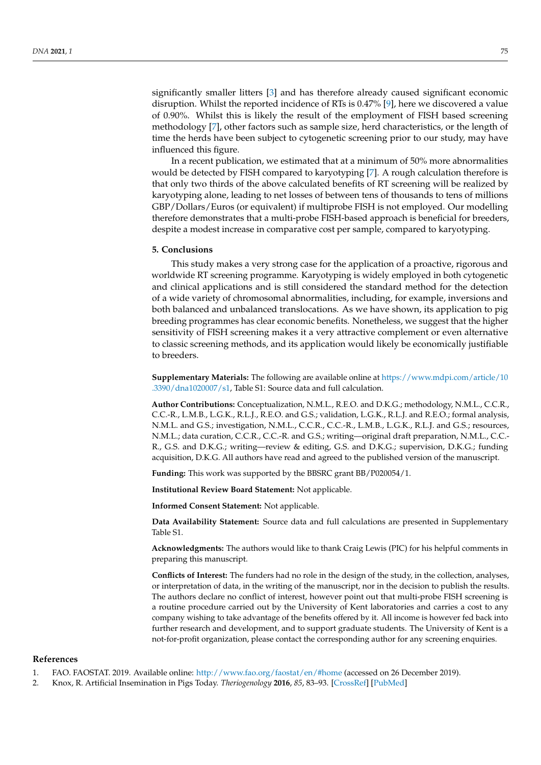significantly smaller litters [3] and has therefore already caused significant economic disruption. Whilst the reported incidence of RTs is 0.47% [9], here we discovered a value of 0.90%. Whilst this is likely the result of the employment of FISH based screening methodology [7], other factors such as sample size, herd characteristics, or the length of time the herds have been subject to cytogenetic screening prior to our study, may have influenced this figure.

In a recent publication, we estimated that at a minimum of 50% more abnormalities would be detected by FISH compared to karyotyping [7]. A rough calculation therefore is that only two thirds of the above calculated benefits of RT screening will be realized by karyotyping alone, leading to net losses of between tens of thousands to tens of millions GBP/Dollars/Euros (or equivalent) if multiprobe FISH is not employed. Our modelling therefore demonstrates that a multi-probe FISH-based approach is beneficial for breeders, despite a modest increase in comparative cost per sample, compared to karyotyping.

## 5. Conclusions

This study makes a very strong case for the application of a proactive, rigorous and worldwide RT screening programme. Karyotyping is widely employed in both cytogenetic and clinical applications and is still considered the standard method for the detection of a wide variety of chromosomal abnormalities, including, for example, inversions and both balanced and unbalanced translocations. As we have shown, its application to pig breeding programmes has clear economic benefits. Nonetheless, we suggest that the higher sensitivity of FISH screening makes it a very attractive complement or even alternative to classic screening methods, and its application would likely be economically justifiable to breeders.

**Supplementary Materials:** The following are available online at https://www.mdpi.com/article/10.3390/dna1020007/s1, Table S1: Source data and full calculation.

**Author Contributions:** Conceptualization, N.M.L., R.E.O. and D.K.G.; methodology, N.M.L., C.C.R., C.C.-R., L.M.B., L.G.K., R.L.J., R.E.O. and G.S.; validation, L.G.K., R.L.J. and R.E.O.; formal analysis, N.M.L. and G.S.; investigation, N.M.L., C.C.R., C.C.-R., L.M.B., L.G.K., R.L.J. and G.S.; resources, N.M.L.; data curation, C.C.R., C.C.-R. and G.S.; writing—original draft preparation, N.M.L., C.C.-R., G.S. and D.K.G.; writing—review & editing, G.S. and D.K.G.; supervision, D.K.G.; funding acquisition, D.K.G. All authors have read and agreed to the published version of the manuscript.

**Funding:** This work was supported by the BBSRC grant BB/P020054/1.

**Institutional Review Board Statement:** Not applicable.

**Informed Consent Statement:** Not applicable.

**Data Availability Statement:** Source data and full calculations are presented in Supplementary Table S1.

**Acknowledgments:** The authors would like to thank Craig Lewis (PIC) for his helpful comments in preparing this manuscript.

**Conflicts of Interest:** The funders had no role in the design of the study, in the collection, analyses, or interpretation of data, in the writing of the manuscript, nor in the decision to publish the results. The authors declare no conflict of interest, however point out that multi-probe FISH screening is a routine procedure carried out by the University of Kent laboratories and carries a cost to any company wishing to take advantage of the benefits offered by it. All income is however fed back into further research and development, and to support graduate students. The University of Kent is a not-for-profit organization, please contact the corresponding author for any screening enquiries.

## References

1. FAO. FAOSTAT. 2019. Available online: http://www.fao.org/faostat/en/#home (accessed on 26 December 2019).
2. Knox, R. Artificial Insemination in Pigs Today. *Theriogenology* **2016**, *85*, 83–93. [CrossRef] [PubMed]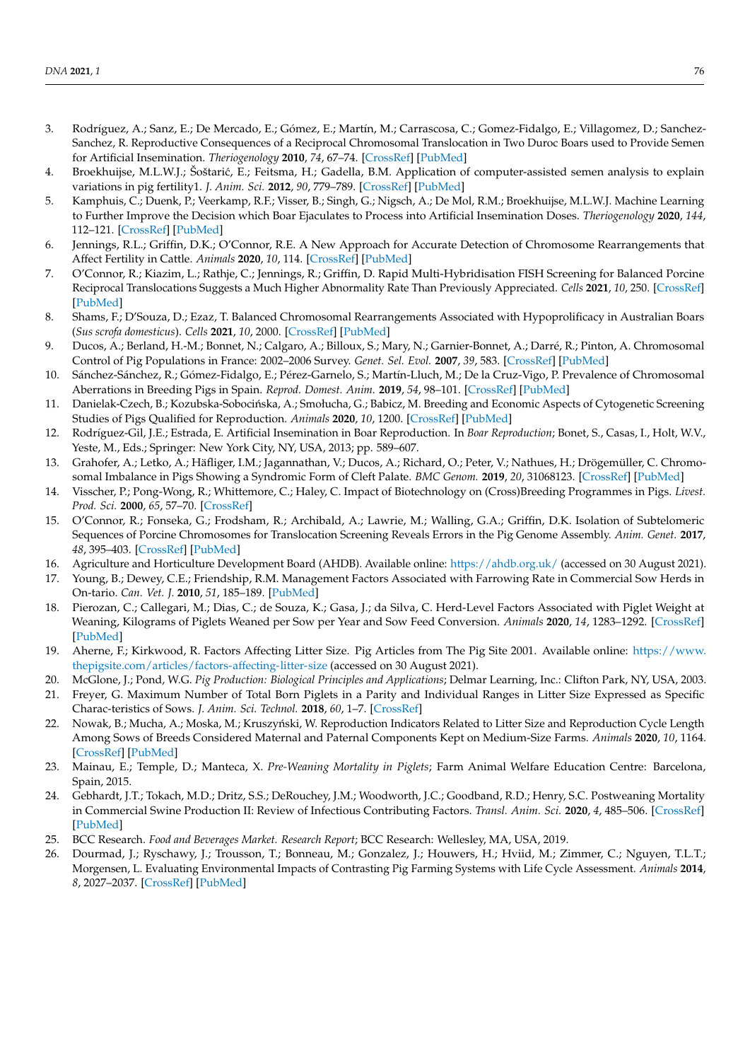3. Rodríguez, A.; Sanz, E.; De Mercado, E.; Gómez, E.; Martín, M.; Carrascosa, C.; Gomez-Fidalgo, E.; Villagomez, D.; Sanchez-Sanchez, R. Reproductive Consequences of a Reciprocal Chromosomal Translocation in Two Duroc Boars used to Provide Semen for Artificial Insemination. *Theriogenology* **2010**, *74*, 67–74. [CrossRef] [PubMed]
4. Broekhuijse, M.L.W.J.; Šoštarić, E.; Feitsma, H.; Gadella, B.M. Application of computer-assisted semen analysis to explain variations in pig fertility1. *J. Anim. Sci.* **2012**, *90*, 779–789. [CrossRef] [PubMed]
5. Kamphuis, C.; Duenk, P.; Veerkamp, R.F.; Visser, B.; Singh, G.; Nigsch, A.; De Mol, R.M.; Broekhuijse, M.L.W.J. Machine Learning to Further Improve the Decision which Boar Ejaculates to Process into Artificial Insemination Doses. *Theriogenology* **2020**, *144*, 112–121. [CrossRef] [PubMed]
6. Jennings, R.L.; Griffin, D.K.; O'Connor, R.E. A New Approach for Accurate Detection of Chromosome Rearrangements that Affect Fertility in Cattle. *Animals* **2020**, *10*, 114. [CrossRef] [PubMed]
7. O'Connor, R.; Kiazim, L.; Rathje, C.; Jennings, R.; Griffin, D. Rapid Multi-Hybridisation FISH Screening for Balanced Porcine Reciprocal Translocations Suggests a Much Higher Abnormality Rate Than Previously Appreciated. *Cells* **2021**, *10*, 250. [CrossRef] [PubMed]
8. Shams, F.; D'Souza, D.; Ezaz, T. Balanced Chromosomal Rearrangements Associated with Hypoprolificacy in Australian Boars (*Sus scrofa domesticus*). *Cells* **2021**, *10*, 2000. [CrossRef] [PubMed]
9. Ducos, A.; Berland, H.-M.; Bonnet, N.; Calgaro, A.; Billoux, S.; Mary, N.; Garnier-Bonnet, A.; Darré, R.; Pinton, A. Chromosomal Control of Pig Populations in France: 2002–2006 Survey. *Genet. Sel. Evol.* **2007**, *39*, 583. [CrossRef] [PubMed]
10. Sánchez-Sánchez, R.; Gómez-Fidalgo, E.; Pérez-Garnelo, S.; Martín-Lluch, M.; De la Cruz-Vigo, P. Prevalence of Chromosomal Aberrations in Breeding Pigs in Spain. *Reprod. Domest. Anim.* **2019**, *54*, 98–101. [CrossRef] [PubMed]
11. Danielak-Czech, B.; Kozubska-Sobocińska, A.; Smołucha, G.; Babicz, M. Breeding and Economic Aspects of Cytogenetic Screening Studies of Pigs Qualified for Reproduction. *Animals* **2020**, *10*, 1200. [CrossRef] [PubMed]
12. Rodríguez-Gil, J.E.; Estrada, E. Artificial Insemination in Boar Reproduction. In *Boar Reproduction*; Bonet, S., Casas, I., Holt, W.V., Yeste, M., Eds.; Springer: New York City, NY, USA, 2013; pp. 589–607.
13. Grahofer, A.; Letko, A.; Häfliger, I.M.; Jagannathan, V.; Ducos, A.; Richard, O.; Peter, V.; Nathues, H.; Drögemüller, C. Chromosomal Imbalance in Pigs Showing a Syndromic Form of Cleft Palate. *BMC Genom.* **2019**, *20*, 31068123. [CrossRef] [PubMed]
14. Visscher, P.; Pong-Wong, R.; Whittemore, C.; Haley, C. Impact of Biotechnology on (Cross)Breeding Programmes in Pigs. *Livest. Prod. Sci.* **2000**, *65*, 57–70. [CrossRef]
15. O'Connor, R.; Fonseka, G.; Frodsham, R.; Archibald, A.; Lawrie, M.; Walling, G.A.; Griffin, D.K. Isolation of Subtelomeric Sequences of Porcine Chromosomes for Translocation Screening Reveals Errors in the Pig Genome Assembly. *Anim. Genet.* **2017**, *48*, 395–403. [CrossRef] [PubMed]
16. Agriculture and Horticulture Development Board (AHDB). Available online: https://ahdb.org.uk/ (accessed on 30 August 2021).
17. Young, B.; Dewey, C.E.; Friendship, R.M. Management Factors Associated with Farrowing Rate in Commercial Sow Herds in On-tario. *Can. Vet. J.* **2010**, *51*, 185–189. [PubMed]
18. Pierozan, C.; Callegari, M.; Dias, C.; de Souza, K.; Gasa, J.; da Silva, C. Herd-Level Factors Associated with Piglet Weight at Weaning, Kilograms of Piglets Weaned per Sow per Year and Sow Feed Conversion. *Animals* **2020**, *14*, 1283–1292. [CrossRef] [PubMed]
19. Aherne, F.; Kirkwood, R. Factors Affecting Litter Size. Pig Articles from The Pig Site 2001. Available online: https://www.thepigsite.com/articles/factors-affecting-litter-size (accessed on 30 August 2021).
20. McGlone, J.; Pond, W.G. *Pig Production: Biological Principles and Applications*; Delmar Learning, Inc.: Clifton Park, NY, USA, 2003.
21. Freyer, G. Maximum Number of Total Born Piglets in a Parity and Individual Ranges in Litter Size Expressed as Specific Charac-teristics of Sows. *J. Anim. Sci. Technol.* **2018**, *60*, 1–7. [CrossRef]
22. Nowak, B.; Mucha, A.; Moska, M.; Kruszyński, W. Reproduction Indicators Related to Litter Size and Reproduction Cycle Length Among Sows of Breeds Considered Maternal and Paternal Components Kept on Medium-Size Farms. *Animals* **2020**, *10*, 1164. [CrossRef] [PubMed]
23. Mainau, E.; Temple, D.; Manteca, X. *Pre-Weaning Mortality in Piglets*; Farm Animal Welfare Education Centre: Barcelona, Spain, 2015.
24. Gebhardt, J.T.; Tokach, M.D.; Dritz, S.S.; DeRouchey, J.M.; Woodworth, J.C.; Goodband, R.D.; Henry, S.C. Postweaning Mortality in Commercial Swine Production II: Review of Infectious Contributing Factors. *Transl. Anim. Sci.* **2020**, *4*, 485–506. [CrossRef] [PubMed]
25. BCC Research. *Food and Beverages Market. Research Report*; BCC Research: Wellesley, MA, USA, 2019.
26. Dourmad, J.; Ryschawy, J.; Trousson, T.; Bonneau, M.; Gonzalez, J.; Houwers, H.; Hviid, M.; Zimmer, C.; Nguyen, T.L.T.; Morgensen, L. Evaluating Environmental Impacts of Contrasting Pig Farming Systems with Life Cycle Assessment. *Animals* **2014**, *8*, 2027–2037. [CrossRef] [PubMed]